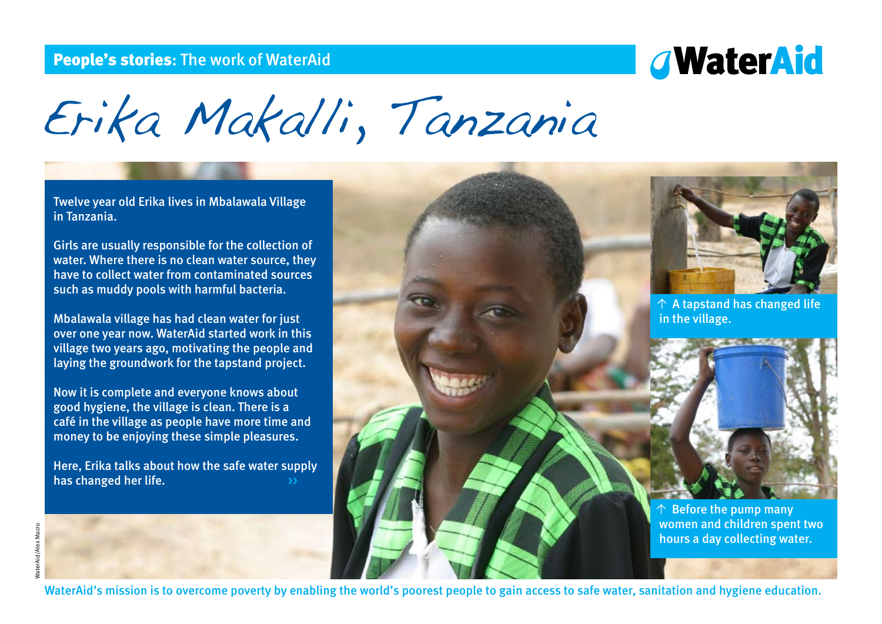**People's stories**: The work of WaterAid

WaterAid

# Erika Makalli, Tanzania

Twelve year old Erika lives in Mbalawala Village in Tanzania.

Girls are usually responsible for the collection of water. Where there is no clean water source, they have to collect water from contaminated sources such as muddy pools with harmful bacteria.

Mbalawala village has had clean water for just over one year now. WaterAid started work in this village two years ago, motivating the people and laying the groundwork for the tapstand project.

Now it is complete and everyone knows about good hygiene, the village is clean. There is a café in the village as people have more time and money to be enjoying these simple pleasures.

Here, Erika talks about how the safe water supply has changed her life. ››

↑ A tapstand has changed life in the village.

↑ Before the pump many women and children spent two hours a day collecting water.

WaterAid/Alex Macro

WaterAid's mission is to overcome poverty by enabling the world's poorest people to gain access to safe water, sanitation and hygiene education.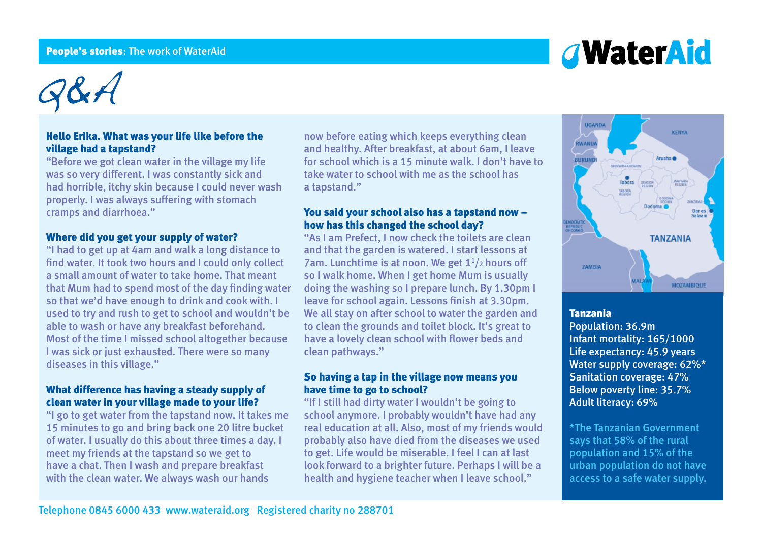People's stories: The work of WaterAid

WaterAid

# Q&A

### Hello Erika. What was your life like before the village had a tapstand?

"Before we got clean water in the village my life was so very different. I was constantly sick and had horrible, itchy skin because I could never wash properly. I was always suffering with stomach cramps and diarrhoea."

### Where did you get your supply of water?

"I had to get up at 4am and walk a long distance to find water. It took two hours and I could only collect a small amount of water to take home. That meant that Mum had to spend most of the day finding water so that we'd have enough to drink and cook with. I used to try and rush to get to school and wouldn't be able to wash or have any breakfast beforehand. Most of the time I missed school altogether because I was sick or just exhausted. There were so many diseases in this village."

### What difference has having a steady supply of clean water in your village made to your life?

"I go to get water from the tapstand now. It takes me 15 minutes to go and bring back one 20 litre bucket of water. I usually do this about three times a day. I meet my friends at the tapstand so we get to have a chat. Then I wash and prepare breakfast with the clean water. We always wash our hands now before eating which keeps everything clean and healthy. After breakfast, at about 6am, I leave for school which is a 15 minute walk. I don't have to take water to school with me as the school has a tapstand."

### You said your school also has a tapstand now – how has this changed the school day?

"As I am Prefect, I now check the toilets are clean and that the garden is watered. I start lessons at 7am. Lunchtime is at noon. We get 1½ hours off so I walk home. When I get home Mum is usually doing the washing so I prepare lunch. By 1.30pm I leave for school again. Lessons finish at 3.30pm. We all stay on after school to water the garden and to clean the grounds and toilet block. It's great to have a lovely clean school with flower beds and clean pathways."

### So having a tap in the village now means you have time to go to school?

"If I still had dirty water I wouldn't be going to school anymore. I probably wouldn't have had any real education at all. Also, most of my friends would probably also have died from the diseases we used to get. Life would be miserable. I feel I can at last look forward to a brighter future. Perhaps I will be a health and hygiene teacher when I leave school."

UGANDA
KENYA
RWANDA
BURUNDI
Arusha
SHINYANGA REGION
Tabora
SINGIDA REGION
MANYARA REGION
TABORA REGION
DODOMA REGION
ZANZIBAR
Dodoma
Dar es Salaam
DEMOCRATIC REPUBLIC OF CONGO
TANZANIA
ZAMBIA
MALAWI
MOZAMBIQUE

### Tanzania

Population: 36.9m
Infant mortality: 165/1000
Life expectancy: 45.9 years
Water supply coverage: 62%*
Sanitation coverage: 47%
Below poverty line: 35.7%
Adult literacy: 69%

*The Tanzanian Government says that 58% of the rural population and 15% of the urban population do not have access to a safe water supply.

Telephone 0845 6000 433 www.wateraid.org Registered charity no 288701